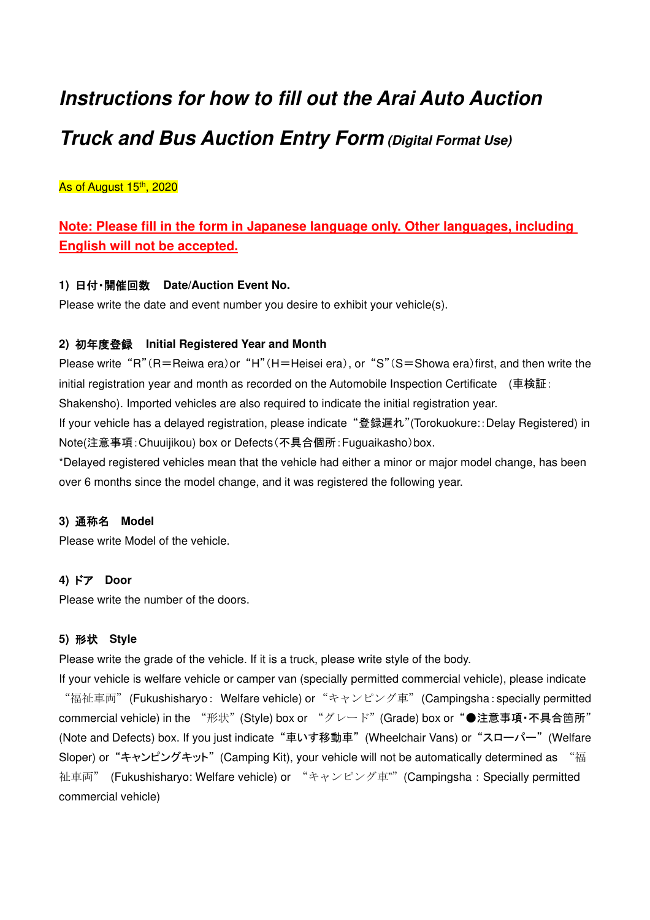# *Instructions for how to fill out the Arai Auto Auction Truck and Bus Auction Entry Form* *(Digital Format Use)*

As of August 15th, 2020

**Note: Please fill in the form in Japanese language only. Other languages, including English will not be accepted.**

**1) 日付・開催回数　Date/Auction Event No.**

Please write the date and event number you desire to exhibit your vehicle(s).

**2) 初年度登録　Initial Registered Year and Month**

Please write “R”(R＝Reiwa era) or “H”(H＝Heisei era), or “S”(S＝Showa era) first, and then write the initial registration year and month as recorded on the Automobile Inspection Certificate　(車検証: Shakensho). Imported vehicles are also required to indicate the initial registration year.

If your vehicle has a delayed registration, please indicate “登録遅れ”(Torokuokure::Delay Registered) in Note(注意事項:Chuuijikou) box or Defects(不具合個所:Fuguaikasho) box.

*Delayed registered vehicles mean that the vehicle had either a minor or major model change, has been over 6 months since the model change, and it was registered the following year.

**3) 通称名　Model**

Please write Model of the vehicle.

**4) ドア　Door**

Please write the number of the doors.

**5) 形状　Style**

Please write the grade of the vehicle. If it is a truck, please write style of the body.

If your vehicle is welfare vehicle or camper van (specially permitted commercial vehicle), please indicate “福祉車両” (Fukushisharyo: Welfare vehicle) or “キャンピング車” (Campingsha: specially permitted commercial vehicle) in the “形状” (Style) box or “グレード” (Grade) box or “●注意事項・不具合箇所” (Note and Defects) box. If you just indicate “車いす移動車” (Wheelchair Vans) or “スローパー” (Welfare Sloper) or “キャンピングキット” (Camping Kit), your vehicle will not be automatically determined as “福祉車両” (Fukushisharyo: Welfare vehicle) or “キャンピング車”” (Campingsha: Specially permitted commercial vehicle)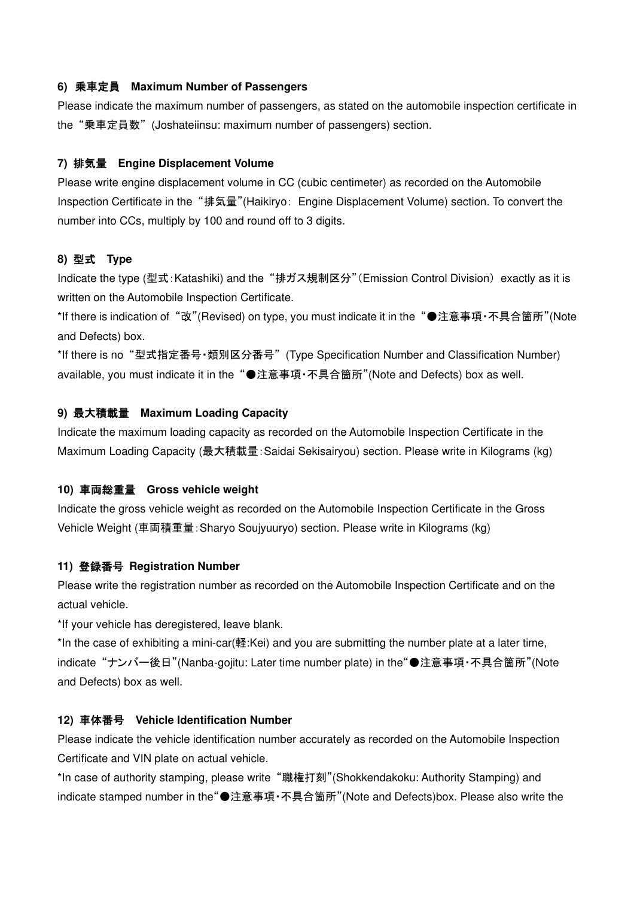### 6) 乗車定員　Maximum Number of Passengers

Please indicate the maximum number of passengers, as stated on the automobile inspection certificate in the“乗車定員数”(Joshateiinsu: maximum number of passengers) section.

### 7) 排気量　Engine Displacement Volume

Please write engine displacement volume in CC (cubic centimeter) as recorded on the Automobile Inspection Certificate in the“排気量”(Haikiryo：Engine Displacement Volume) section. To convert the number into CCs, multiply by 100 and round off to 3 digits.

### 8) 型式　Type

Indicate the type (型式：Katashiki) and the“排ガス規制区分”(Emission Control Division) exactly as it is written on the Automobile Inspection Certificate.

*If there is indication of“改”(Revised) on type, you must indicate it in the“●注意事項・不具合箇所”(Note and Defects) box.

*If there is no“型式指定番号・類別区分番号”(Type Specification Number and Classification Number) available, you must indicate it in the“●注意事項・不具合箇所”(Note and Defects) box as well.

### 9) 最大積載量　Maximum Loading Capacity

Indicate the maximum loading capacity as recorded on the Automobile Inspection Certificate in the Maximum Loading Capacity (最大積載量：Saidai Sekisairyou) section. Please write in Kilograms (kg)

### 10) 車両総重量　Gross vehicle weight

Indicate the gross vehicle weight as recorded on the Automobile Inspection Certificate in the Gross Vehicle Weight (車両積重量：Sharyo Soujyuuryo) section. Please write in Kilograms (kg)

### 11) 登録番号 Registration Number

Please write the registration number as recorded on the Automobile Inspection Certificate and on the actual vehicle.

*If your vehicle has deregistered, leave blank.

*In the case of exhibiting a mini-car(軽:Kei) and you are submitting the number plate at a later time, indicate“ナンバー後日”(Nanba-gojitu: Later time number plate) in the“●注意事項・不具合箇所”(Note and Defects) box as well.

### 12) 車体番号　Vehicle Identification Number

Please indicate the vehicle identification number accurately as recorded on the Automobile Inspection Certificate and VIN plate on actual vehicle.

*In case of authority stamping, please write“職権打刻”(Shokkendakoku: Authority Stamping) and indicate stamped number in the“●注意事項・不具合箇所”(Note and Defects)box. Please also write the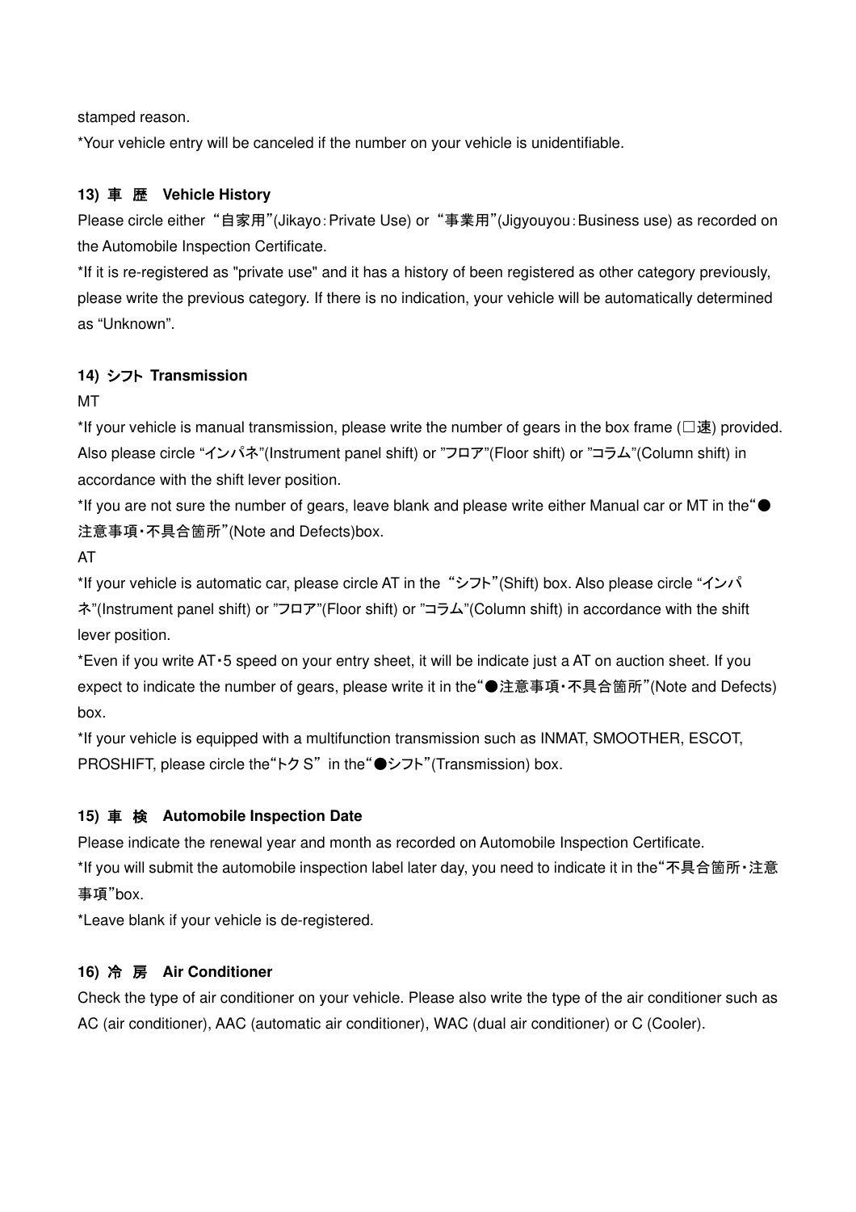stamped reason.

*Your vehicle entry will be canceled if the number on your vehicle is unidentifiable.

**13) 車　歴　Vehicle History**

Please circle either “自家用”(Jikayo：Private Use) or “事業用”(Jigyouyou：Business use) as recorded on the Automobile Inspection Certificate.

*If it is re-registered as "private use" and it has a history of been registered as other category previously, please write the previous category. If there is no indication, your vehicle will be automatically determined as “Unknown”.

**14) シフト Transmission**

MT

*If your vehicle is manual transmission, please write the number of gears in the box frame (□速) provided. Also please circle “インパネ”(Instrument panel shift) or ”フロア”(Floor shift) or ”コラム”(Column shift) in accordance with the shift lever position.

*If you are not sure the number of gears, leave blank and please write either Manual car or MT in the“●注意事項・不具合箇所”(Note and Defects)box.

AT

*If your vehicle is automatic car, please circle AT in the “シフト”(Shift) box. Also please circle “インパネ”(Instrument panel shift) or ”フロア”(Floor shift) or ”コラム”(Column shift) in accordance with the shift lever position.

*Even if you write AT・5 speed on your entry sheet, it will be indicate just a AT on auction sheet. If you expect to indicate the number of gears, please write it in the“●注意事項・不具合箇所”(Note and Defects) box.

*If your vehicle is equipped with a multifunction transmission such as INMAT, SMOOTHER, ESCOT, PROSHIFT, please circle the“トク S” in the“●シフト”(Transmission) box.

**15) 車　検　Automobile Inspection Date**

Please indicate the renewal year and month as recorded on Automobile Inspection Certificate.

*If you will submit the automobile inspection label later day, you need to indicate it in the“不具合箇所・注意事項”box.

*Leave blank if your vehicle is de-registered.

**16) 冷　房　Air Conditioner**

Check the type of air conditioner on your vehicle. Please also write the type of the air conditioner such as AC (air conditioner), AAC (automatic air conditioner), WAC (dual air conditioner) or C (Cooler).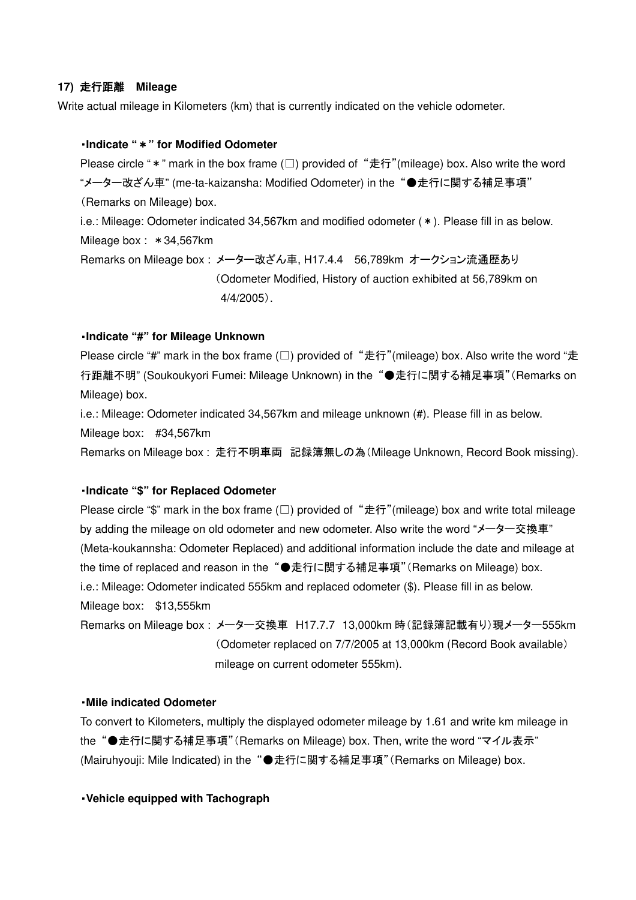### 17) 走行距離　Mileage

Write actual mileage in Kilometers (km) that is currently indicated on the vehicle odometer.

**・Indicate "＊" for Modified Odometer**

Please circle "＊" mark in the box frame (□) provided of "走行"(mileage) box. Also write the word "メーター改ざん車" (me-ta-kaizansha: Modified Odometer) in the "●走行に関する補足事項" (Remarks on Mileage) box.

i.e.: Mileage: Odometer indicated 34,567km and modified odometer (＊). Please fill in as below.

Mileage box : ＊34,567km

Remarks on Mileage box : メーター改ざん車, H17.4.4　56,789km オークション流通歴あり
（Odometer Modified, History of auction exhibited at 56,789km on 4/4/2005）.

**・Indicate "#" for Mileage Unknown**

Please circle "#" mark in the box frame (□) provided of "走行"(mileage) box. Also write the word "走行距離不明" (Soukoukyori Fumei: Mileage Unknown) in the "●走行に関する補足事項"(Remarks on Mileage) box.

i.e.: Mileage: Odometer indicated 34,567km and mileage unknown (#). Please fill in as below.

Mileage box:　#34,567km

Remarks on Mileage box : 走行不明車両　記録簿無しの為（Mileage Unknown, Record Book missing).

**・Indicate "$" for Replaced Odometer**

Please circle "$" mark in the box frame (□) provided of "走行"(mileage) box and write total mileage by adding the mileage on old odometer and new odometer. Also write the word "メーター交換車" (Meta-koukannsha: Odometer Replaced) and additional information include the date and mileage at the time of replaced and reason in the "●走行に関する補足事項"(Remarks on Mileage) box.

i.e.: Mileage: Odometer indicated 555km and replaced odometer ($). Please fill in as below.

Mileage box:　$13,555km

Remarks on Mileage box : メーター交換車　H17.7.7　13,000km 時（記録簿記載有り）現メーター555km
（Odometer replaced on 7/7/2005 at 13,000km (Record Book available）mileage on current odometer 555km).

**・Mile indicated Odometer**

To convert to Kilometers, multiply the displayed odometer mileage by 1.61 and write km mileage in the "●走行に関する補足事項"(Remarks on Mileage) box. Then, write the word "マイル表示" (Mairuhyouji: Mile Indicated) in the "●走行に関する補足事項"(Remarks on Mileage) box.

**・Vehicle equipped with Tachograph**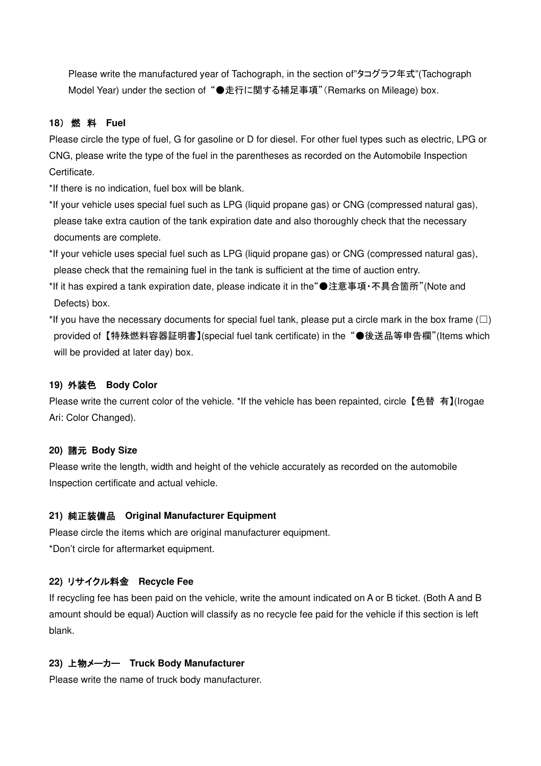Please write the manufactured year of Tachograph, in the section of"タコグラフ年式"(Tachograph Model Year) under the section of "●走行に関する補足事項"(Remarks on Mileage) box.

**18） 燃　料　Fuel**

Please circle the type of fuel, G for gasoline or D for diesel. For other fuel types such as electric, LPG or CNG, please write the type of the fuel in the parentheses as recorded on the Automobile Inspection Certificate.

*If there is no indication, fuel box will be blank.

*If your vehicle uses special fuel such as LPG (liquid propane gas) or CNG (compressed natural gas), please take extra caution of the tank expiration date and also thoroughly check that the necessary documents are complete.

*If your vehicle uses special fuel such as LPG (liquid propane gas) or CNG (compressed natural gas), please check that the remaining fuel in the tank is sufficient at the time of auction entry.

*If it has expired a tank expiration date, please indicate it in the"●注意事項・不具合箇所"(Note and Defects) box.

*If you have the necessary documents for special fuel tank, please put a circle mark in the box frame (□) provided of【特殊燃料容器証明書】(special fuel tank certificate) in the "●後送品等申告欄"(Items which will be provided at later day) box.

**19) 外装色　Body Color**

Please write the current color of the vehicle. *If the vehicle has been repainted, circle【色替 有】(Irogae Ari: Color Changed).

**20) 諸元 Body Size**

Please write the length, width and height of the vehicle accurately as recorded on the automobile Inspection certificate and actual vehicle.

**21) 純正装備品　Original Manufacturer Equipment**

Please circle the items which are original manufacturer equipment.

*Don't circle for aftermarket equipment.

**22) リサイクル料金　Recycle Fee**

If recycling fee has been paid on the vehicle, write the amount indicated on A or B ticket. (Both A and B amount should be equal) Auction will classify as no recycle fee paid for the vehicle if this section is left blank.

**23) 上物メーカー　Truck Body Manufacturer**

Please write the name of truck body manufacturer.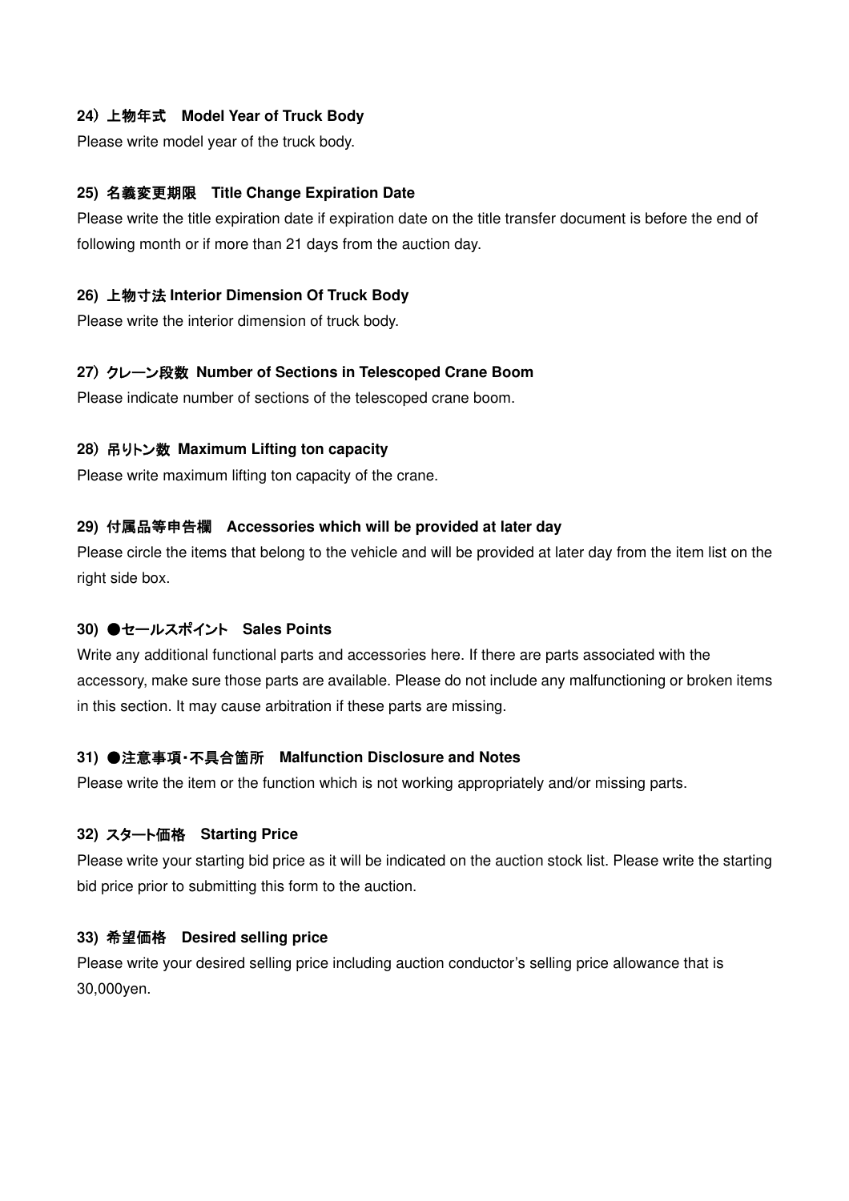**24）上物年式　Model Year of Truck Body**

Please write model year of the truck body.

**25) 名義変更期限　Title Change Expiration Date**

Please write the title expiration date if expiration date on the title transfer document is before the end of following month or if more than 21 days from the auction day.

**26) 上物寸法 Interior Dimension Of Truck Body**

Please write the interior dimension of truck body.

**27）クレーン段数  Number of Sections in Telescoped Crane Boom**

Please indicate number of sections of the telescoped crane boom.

**28）吊りトン数  Maximum Lifting ton capacity**

Please write maximum lifting ton capacity of the crane.

**29) 付属品等申告欄　Accessories which will be provided at later day**

Please circle the items that belong to the vehicle and will be provided at later day from the item list on the right side box.

**30) ●セールスポイント　Sales Points**

Write any additional functional parts and accessories here. If there are parts associated with the accessory, make sure those parts are available. Please do not include any malfunctioning or broken items in this section. It may cause arbitration if these parts are missing.

**31) ●注意事項・不具合箇所　Malfunction Disclosure and Notes**

Please write the item or the function which is not working appropriately and/or missing parts.

**32) スタート価格　Starting Price**

Please write your starting bid price as it will be indicated on the auction stock list. Please write the starting bid price prior to submitting this form to the auction.

**33) 希望価格　Desired selling price**

Please write your desired selling price including auction conductor's selling price allowance that is 30,000yen.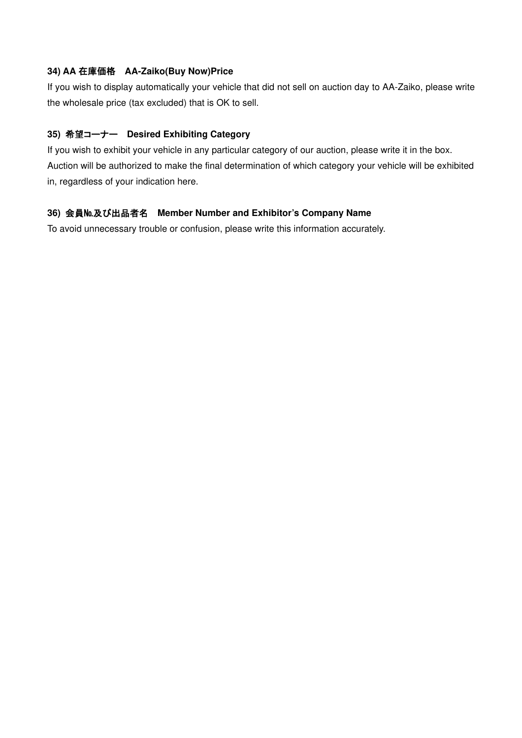**34) AA 在庫価格　AA-Zaiko(Buy Now)Price**

If you wish to display automatically your vehicle that did not sell on auction day to AA-Zaiko, please write the wholesale price (tax excluded) that is OK to sell.

**35) 希望コーナー　Desired Exhibiting Category**

If you wish to exhibit your vehicle in any particular category of our auction, please write it in the box. Auction will be authorized to make the final determination of which category your vehicle will be exhibited in, regardless of your indication here.

**36) 会員№及び出品者名　Member Number and Exhibitor's Company Name**

To avoid unnecessary trouble or confusion, please write this information accurately.